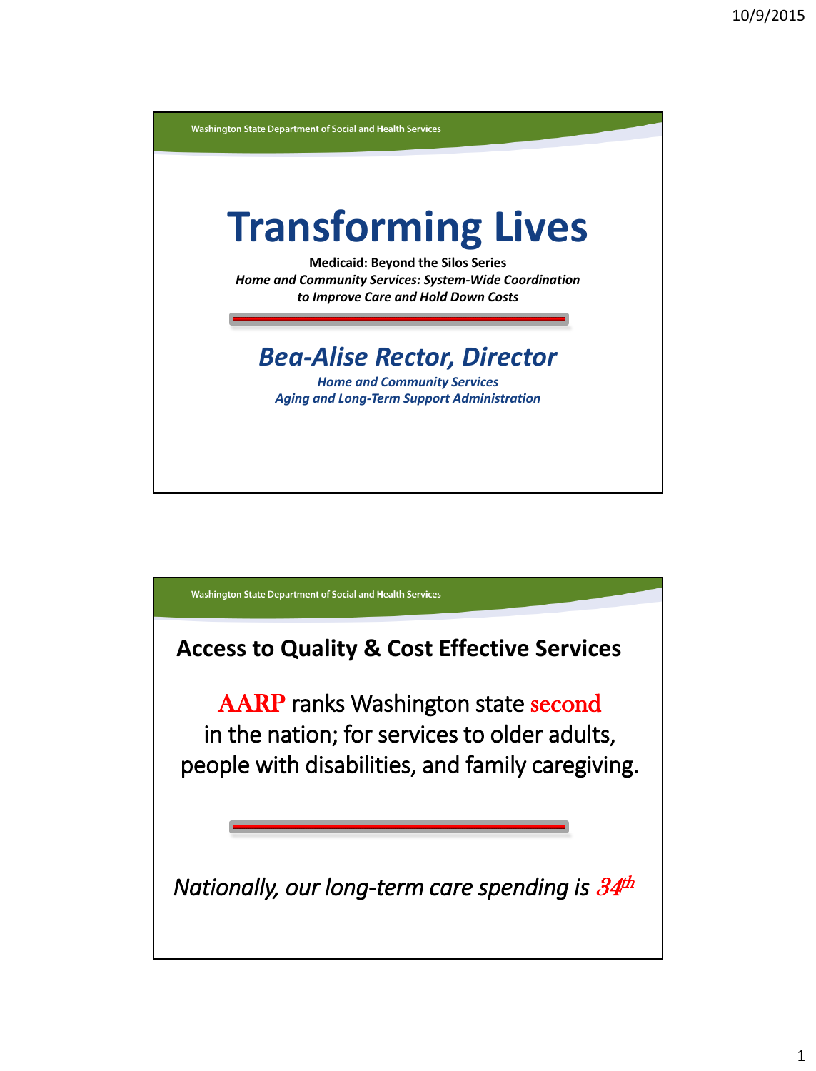Washington State Department of Social and Health Services

# Transforming Lives

**Medicaid: Beyond the Silos Series**

***Home and Community Services: System-Wide Coordination to Improve Care and Hold Down Costs***

## *Bea-Alise Rector, Director*

***Home and Community Services***
***Aging and Long-Term Support Administration***

---

Washington State Department of Social and Health Services

## Access to Quality & Cost Effective Services

AARP ranks Washington state second in the nation; for services to older adults, people with disabilities, and family caregiving.

*Nationally, our long-term care spending is 34th*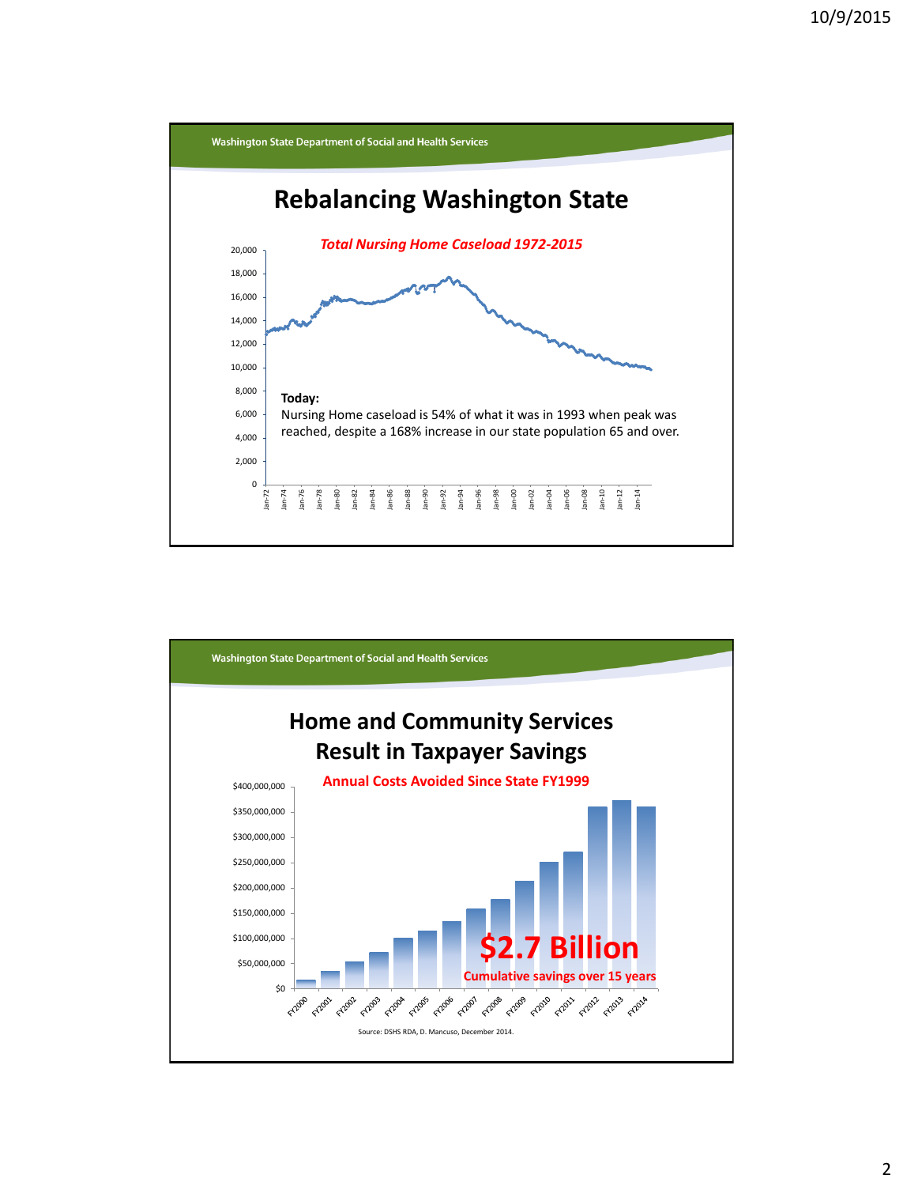# Rebalancing Washington State

***Total Nursing Home Caseload 1972-2015***

**Today:**

Nursing Home caseload is 54% of what it was in 1993 when peak was reached, despite a 168% increase in our state population 65 and over.

# Home and Community Services Result in Taxpayer Savings

**Annual Costs Avoided Since State FY1999**

**$2.7 Billion**

**Cumulative savings over 15 years**

Source: DSHS RDA, D. Mancuso, December 2014.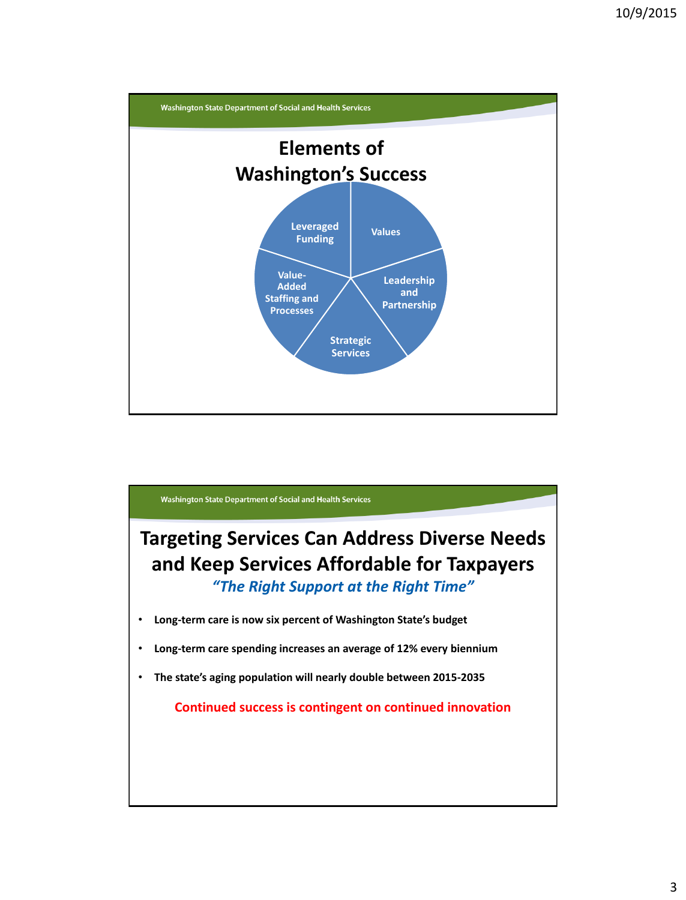Washington State Department of Social and Health Services

# Elements of Washington's Success

- Values
- Leadership and Partnership
- Strategic Services
- Value-Added Staffing and Processes
- Leveraged Funding

Washington State Department of Social and Health Services

# Targeting Services Can Address Diverse Needs and Keep Services Affordable for Taxpayers

***"The Right Support at the Right Time"***

- **Long-term care is now six percent of Washington State's budget**
- **Long-term care spending increases an average of 12% every biennium**
- **The state's aging population will nearly double between 2015-2035**

**Continued success is contingent on continued innovation**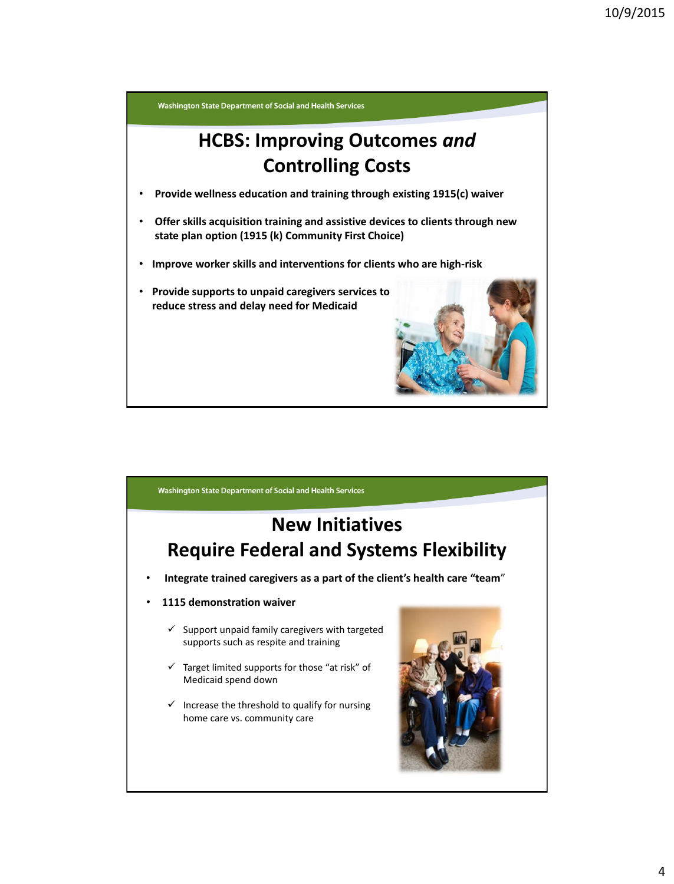## HCBS: Improving Outcomes *and* Controlling Costs

- **Provide wellness education and training through existing 1915(c) waiver**
- **Offer skills acquisition training and assistive devices to clients through new state plan option (1915 (k) Community First Choice)**
- **Improve worker skills and interventions for clients who are high-risk**
- **Provide supports to unpaid caregivers services to reduce stress and delay need for Medicaid**

## New Initiatives Require Federal and Systems Flexibility

- **Integrate trained caregivers as a part of the client's health care "team"**
- **1115 demonstration waiver**
  - ✓ Support unpaid family caregivers with targeted supports such as respite and training
  - ✓ Target limited supports for those "at risk" of Medicaid spend down
  - ✓ Increase the threshold to qualify for nursing home care vs. community care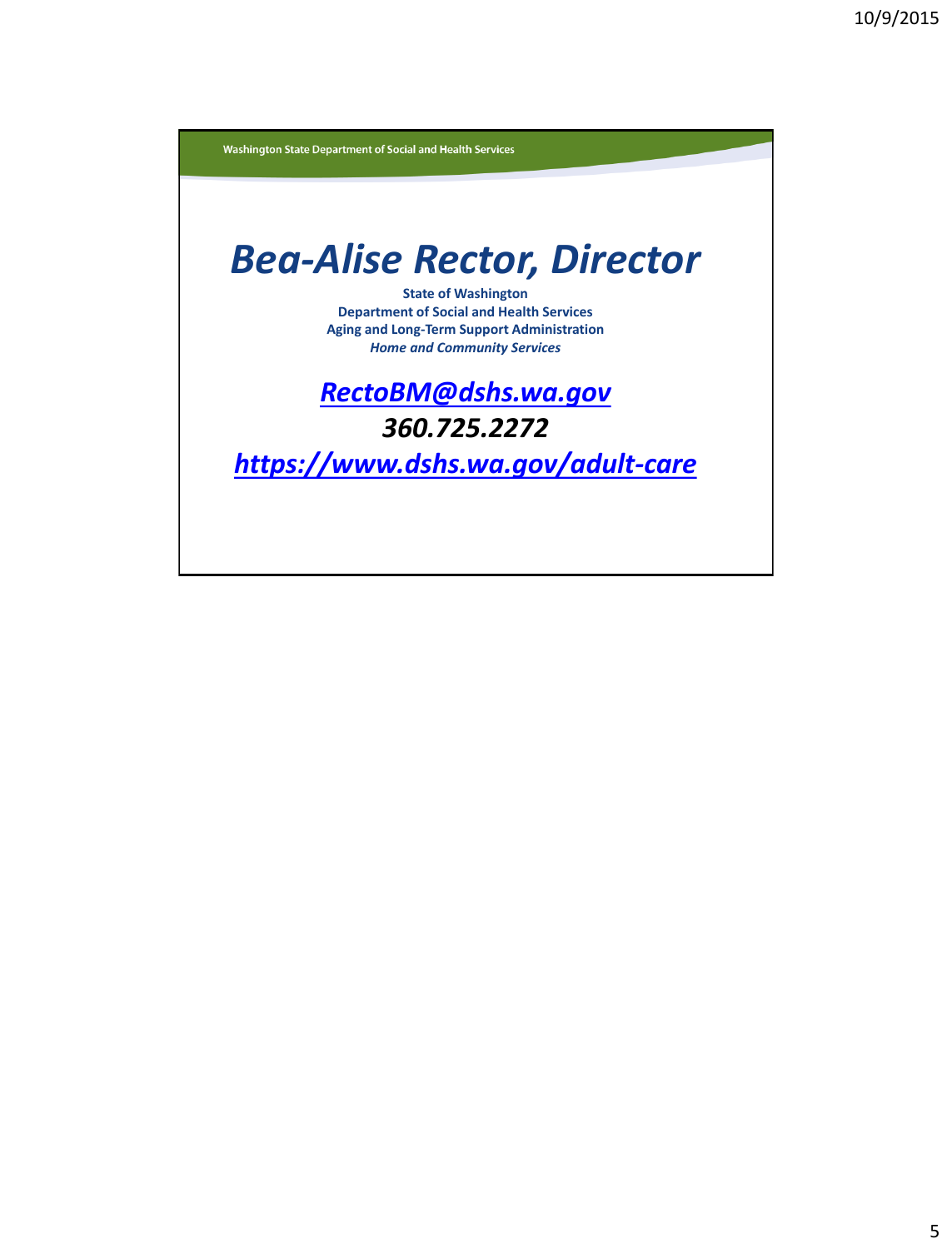Washington State Department of Social and Health Services

# *Bea-Alise Rector, Director*

**State of Washington**
**Department of Social and Health Services**
**Aging and Long-Term Support Administration**
***Home and Community Services***

***RectoBM@dshs.wa.gov***

***360.725.2272***

***https://www.dshs.wa.gov/adult-care***